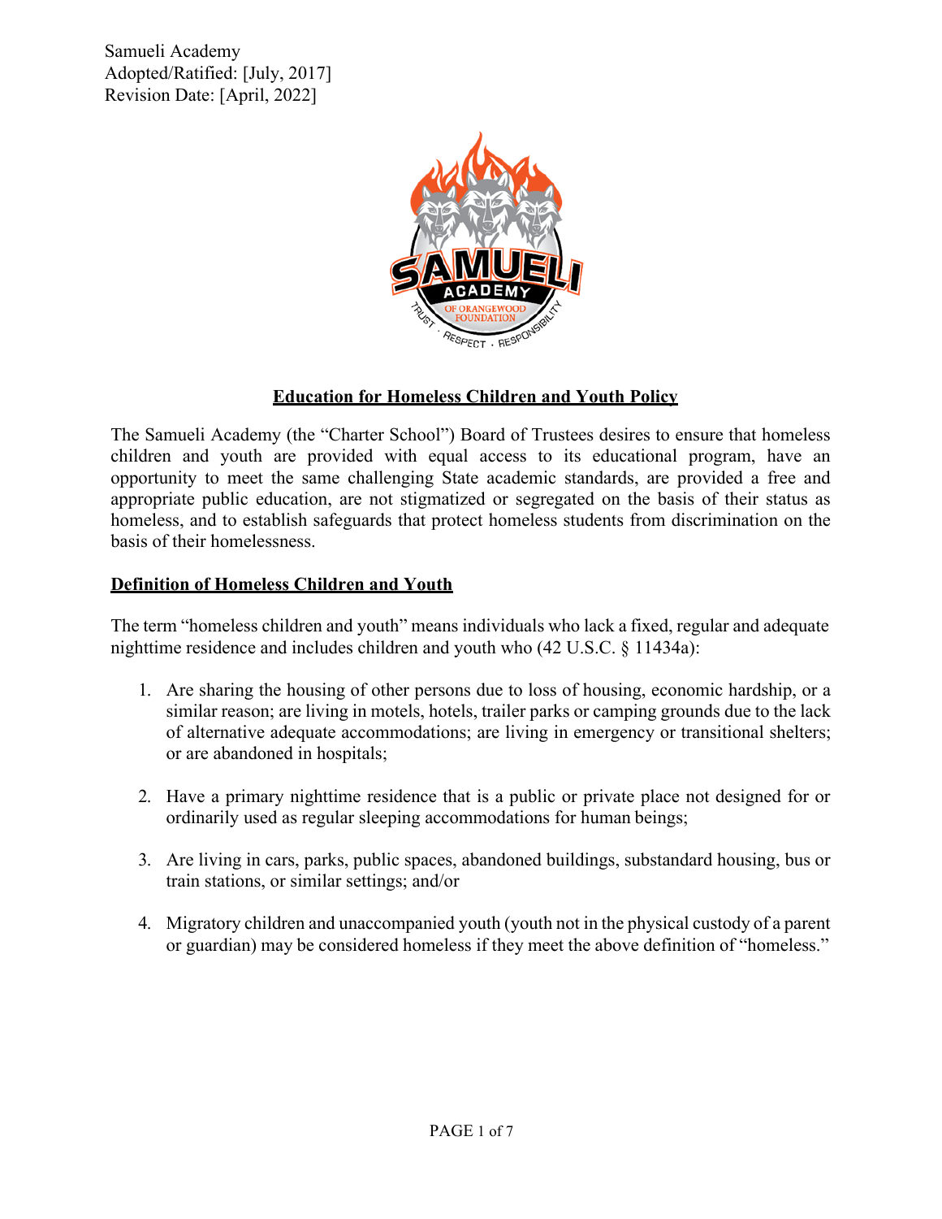Samueli Academy
Adopted/Ratified: [July, 2017]
Revision Date: [April, 2022]

# Education for Homeless Children and Youth Policy

The Samueli Academy (the "Charter School") Board of Trustees desires to ensure that homeless children and youth are provided with equal access to its educational program, have an opportunity to meet the same challenging State academic standards, are provided a free and appropriate public education, are not stigmatized or segregated on the basis of their status as homeless, and to establish safeguards that protect homeless students from discrimination on the basis of their homelessness.

## Definition of Homeless Children and Youth

The term "homeless children and youth" means individuals who lack a fixed, regular and adequate nighttime residence and includes children and youth who (42 U.S.C. § 11434a):

1. Are sharing the housing of other persons due to loss of housing, economic hardship, or a similar reason; are living in motels, hotels, trailer parks or camping grounds due to the lack of alternative adequate accommodations; are living in emergency or transitional shelters; or are abandoned in hospitals;

2. Have a primary nighttime residence that is a public or private place not designed for or ordinarily used as regular sleeping accommodations for human beings;

3. Are living in cars, parks, public spaces, abandoned buildings, substandard housing, bus or train stations, or similar settings; and/or

4. Migratory children and unaccompanied youth (youth not in the physical custody of a parent or guardian) may be considered homeless if they meet the above definition of "homeless."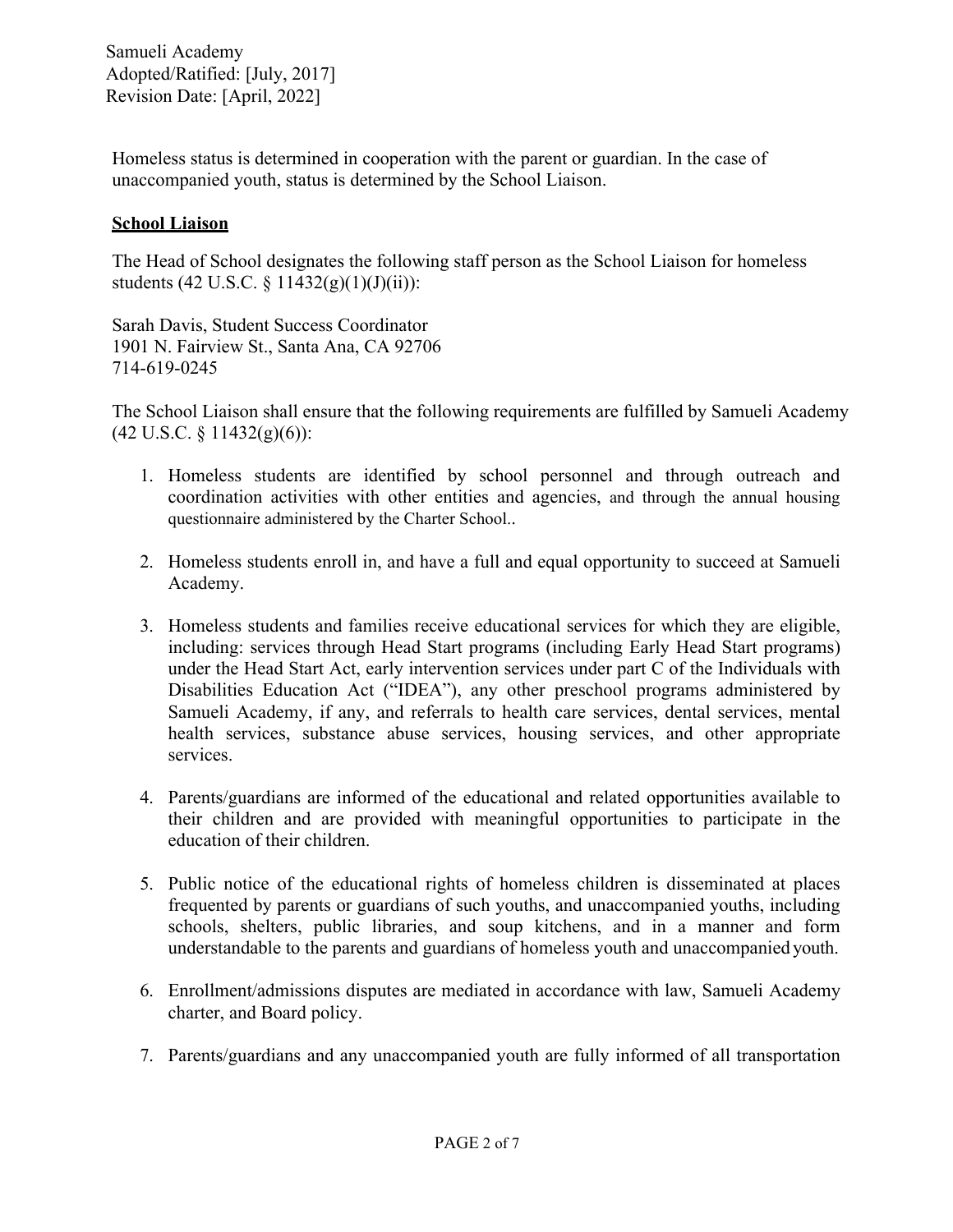Homeless status is determined in cooperation with the parent or guardian. In the case of unaccompanied youth, status is determined by the School Liaison.

**School Liaison**

The Head of School designates the following staff person as the School Liaison for homeless students (42 U.S.C. § 11432(g)(1)(J)(ii)):

Sarah Davis, Student Success Coordinator
1901 N. Fairview St., Santa Ana, CA 92706
714-619-0245

The School Liaison shall ensure that the following requirements are fulfilled by Samueli Academy (42 U.S.C. § 11432(g)(6)):

1. Homeless students are identified by school personnel and through outreach and coordination activities with other entities and agencies, and through the annual housing questionnaire administered by the Charter School..

2. Homeless students enroll in, and have a full and equal opportunity to succeed at Samueli Academy.

3. Homeless students and families receive educational services for which they are eligible, including: services through Head Start programs (including Early Head Start programs) under the Head Start Act, early intervention services under part C of the Individuals with Disabilities Education Act ("IDEA"), any other preschool programs administered by Samueli Academy, if any, and referrals to health care services, dental services, mental health services, substance abuse services, housing services, and other appropriate services.

4. Parents/guardians are informed of the educational and related opportunities available to their children and are provided with meaningful opportunities to participate in the education of their children.

5. Public notice of the educational rights of homeless children is disseminated at places frequented by parents or guardians of such youths, and unaccompanied youths, including schools, shelters, public libraries, and soup kitchens, and in a manner and form understandable to the parents and guardians of homeless youth and unaccompanied youth.

6. Enrollment/admissions disputes are mediated in accordance with law, Samueli Academy charter, and Board policy.

7. Parents/guardians and any unaccompanied youth are fully informed of all transportation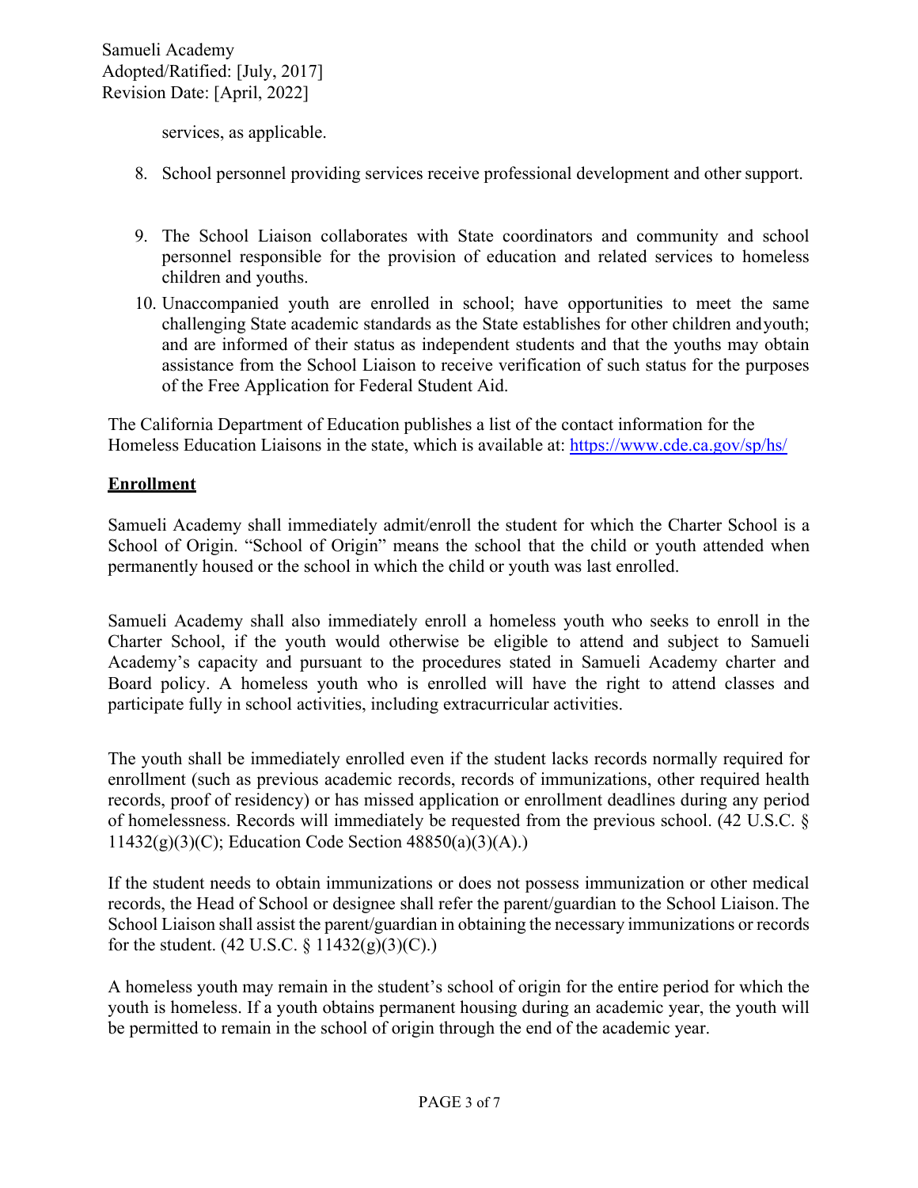services, as applicable.

8. School personnel providing services receive professional development and other support.

9. The School Liaison collaborates with State coordinators and community and school personnel responsible for the provision of education and related services to homeless children and youths.

10. Unaccompanied youth are enrolled in school; have opportunities to meet the same challenging State academic standards as the State establishes for other children and youth; and are informed of their status as independent students and that the youths may obtain assistance from the School Liaison to receive verification of such status for the purposes of the Free Application for Federal Student Aid.

The California Department of Education publishes a list of the contact information for the Homeless Education Liaisons in the state, which is available at: https://www.cde.ca.gov/sp/hs/

## Enrollment

Samueli Academy shall immediately admit/enroll the student for which the Charter School is a School of Origin. "School of Origin" means the school that the child or youth attended when permanently housed or the school in which the child or youth was last enrolled.

Samueli Academy shall also immediately enroll a homeless youth who seeks to enroll in the Charter School, if the youth would otherwise be eligible to attend and subject to Samueli Academy's capacity and pursuant to the procedures stated in Samueli Academy charter and Board policy. A homeless youth who is enrolled will have the right to attend classes and participate fully in school activities, including extracurricular activities.

The youth shall be immediately enrolled even if the student lacks records normally required for enrollment (such as previous academic records, records of immunizations, other required health records, proof of residency) or has missed application or enrollment deadlines during any period of homelessness. Records will immediately be requested from the previous school. (42 U.S.C. § 11432(g)(3)(C); Education Code Section 48850(a)(3)(A).)

If the student needs to obtain immunizations or does not possess immunization or other medical records, the Head of School or designee shall refer the parent/guardian to the School Liaison. The School Liaison shall assist the parent/guardian in obtaining the necessary immunizations or records for the student. (42 U.S.C. § 11432(g)(3)(C).)

A homeless youth may remain in the student's school of origin for the entire period for which the youth is homeless. If a youth obtains permanent housing during an academic year, the youth will be permitted to remain in the school of origin through the end of the academic year.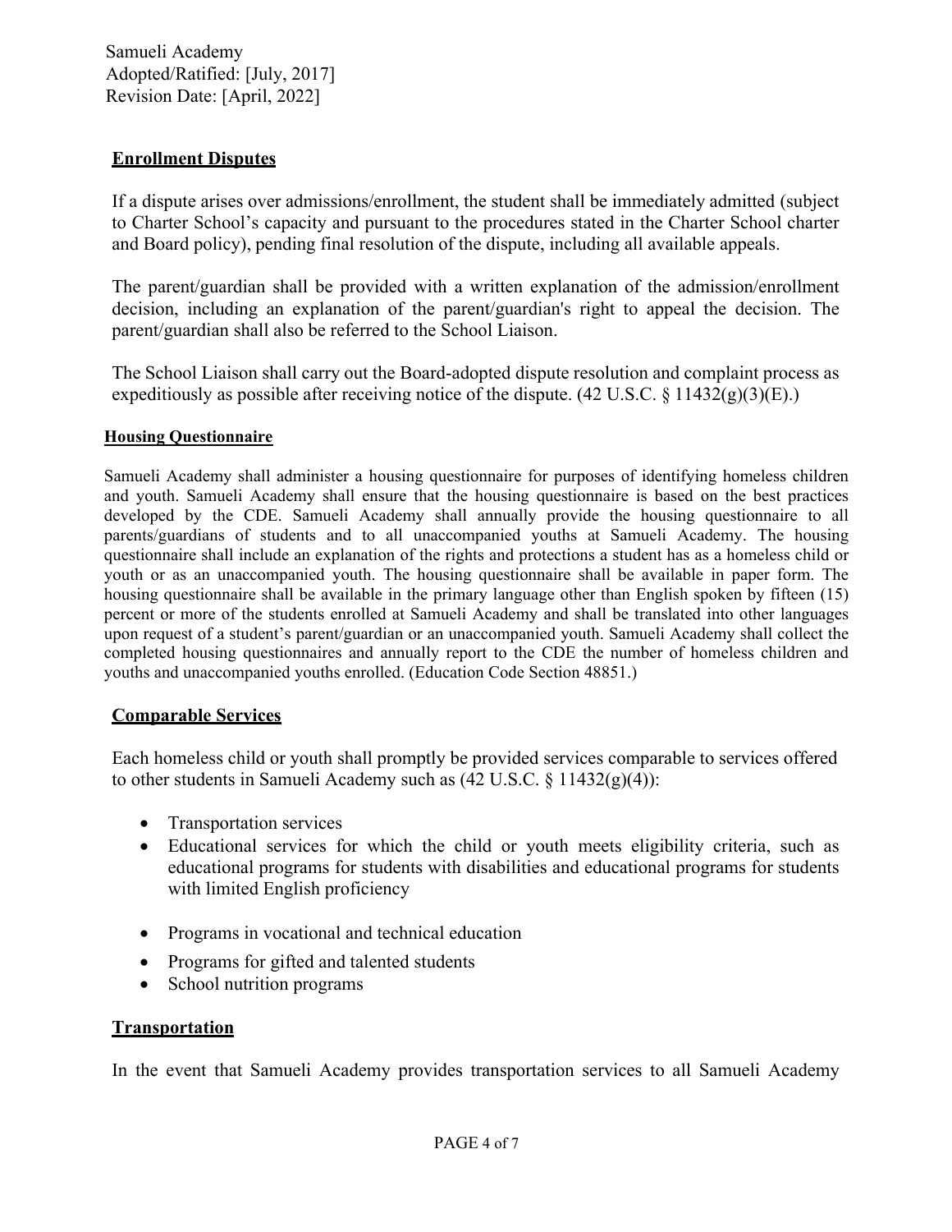## Enrollment Disputes

If a dispute arises over admissions/enrollment, the student shall be immediately admitted (subject to Charter School's capacity and pursuant to the procedures stated in the Charter School charter and Board policy), pending final resolution of the dispute, including all available appeals.

The parent/guardian shall be provided with a written explanation of the admission/enrollment decision, including an explanation of the parent/guardian's right to appeal the decision. The parent/guardian shall also be referred to the School Liaison.

The School Liaison shall carry out the Board-adopted dispute resolution and complaint process as expeditiously as possible after receiving notice of the dispute. (42 U.S.C. § 11432(g)(3)(E).)

## Housing Questionnaire

Samueli Academy shall administer a housing questionnaire for purposes of identifying homeless children and youth. Samueli Academy shall ensure that the housing questionnaire is based on the best practices developed by the CDE. Samueli Academy shall annually provide the housing questionnaire to all parents/guardians of students and to all unaccompanied youths at Samueli Academy. The housing questionnaire shall include an explanation of the rights and protections a student has as a homeless child or youth or as an unaccompanied youth. The housing questionnaire shall be available in paper form. The housing questionnaire shall be available in the primary language other than English spoken by fifteen (15) percent or more of the students enrolled at Samueli Academy and shall be translated into other languages upon request of a student's parent/guardian or an unaccompanied youth. Samueli Academy shall collect the completed housing questionnaires and annually report to the CDE the number of homeless children and youths and unaccompanied youths enrolled. (Education Code Section 48851.)

## Comparable Services

Each homeless child or youth shall promptly be provided services comparable to services offered to other students in Samueli Academy such as (42 U.S.C. § 11432(g)(4)):

- Transportation services
- Educational services for which the child or youth meets eligibility criteria, such as educational programs for students with disabilities and educational programs for students with limited English proficiency
- Programs in vocational and technical education
- Programs for gifted and talented students
- School nutrition programs

## Transportation

In the event that Samueli Academy provides transportation services to all Samueli Academy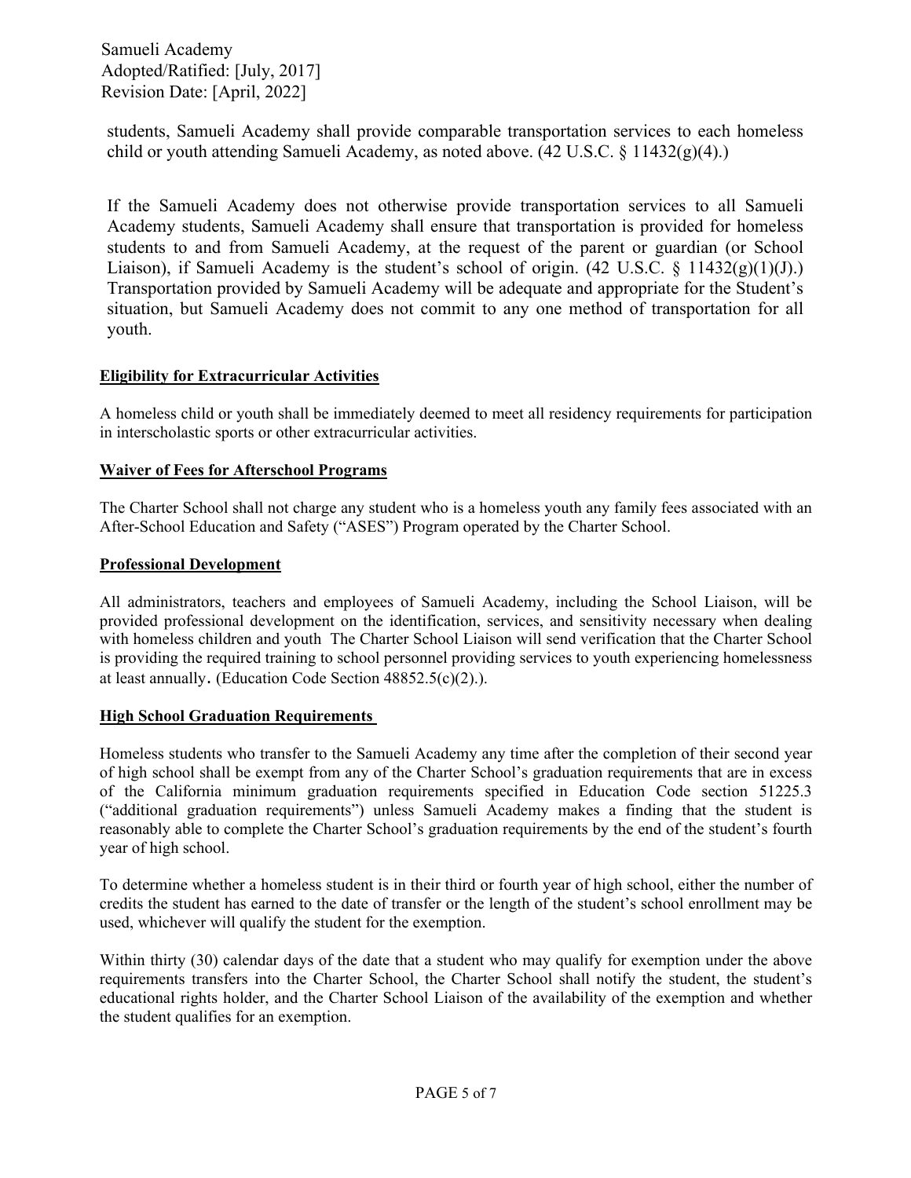students, Samueli Academy shall provide comparable transportation services to each homeless child or youth attending Samueli Academy, as noted above. (42 U.S.C. § 11432(g)(4).)

If the Samueli Academy does not otherwise provide transportation services to all Samueli Academy students, Samueli Academy shall ensure that transportation is provided for homeless students to and from Samueli Academy, at the request of the parent or guardian (or School Liaison), if Samueli Academy is the student's school of origin. (42 U.S.C. § 11432(g)(1)(J).) Transportation provided by Samueli Academy will be adequate and appropriate for the Student's situation, but Samueli Academy does not commit to any one method of transportation for all youth.

**Eligibility for Extracurricular Activities**

A homeless child or youth shall be immediately deemed to meet all residency requirements for participation in interscholastic sports or other extracurricular activities.

**Waiver of Fees for Afterschool Programs**

The Charter School shall not charge any student who is a homeless youth any family fees associated with an After-School Education and Safety ("ASES") Program operated by the Charter School.

**Professional Development**

All administrators, teachers and employees of Samueli Academy, including the School Liaison, will be provided professional development on the identification, services, and sensitivity necessary when dealing with homeless children and youth The Charter School Liaison will send verification that the Charter School is providing the required training to school personnel providing services to youth experiencing homelessness at least annually. (Education Code Section 48852.5(c)(2).).

**High School Graduation Requirements**

Homeless students who transfer to the Samueli Academy any time after the completion of their second year of high school shall be exempt from any of the Charter School's graduation requirements that are in excess of the California minimum graduation requirements specified in Education Code section 51225.3 ("additional graduation requirements") unless Samueli Academy makes a finding that the student is reasonably able to complete the Charter School's graduation requirements by the end of the student's fourth year of high school.

To determine whether a homeless student is in their third or fourth year of high school, either the number of credits the student has earned to the date of transfer or the length of the student's school enrollment may be used, whichever will qualify the student for the exemption.

Within thirty (30) calendar days of the date that a student who may qualify for exemption under the above requirements transfers into the Charter School, the Charter School shall notify the student, the student's educational rights holder, and the Charter School Liaison of the availability of the exemption and whether the student qualifies for an exemption.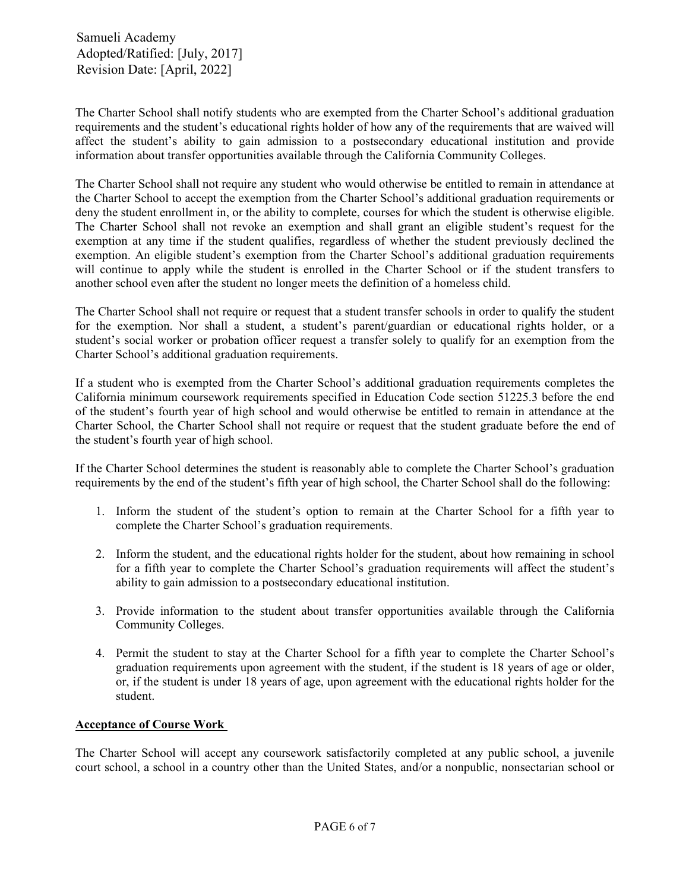The Charter School shall notify students who are exempted from the Charter School's additional graduation requirements and the student's educational rights holder of how any of the requirements that are waived will affect the student's ability to gain admission to a postsecondary educational institution and provide information about transfer opportunities available through the California Community Colleges.

The Charter School shall not require any student who would otherwise be entitled to remain in attendance at the Charter School to accept the exemption from the Charter School's additional graduation requirements or deny the student enrollment in, or the ability to complete, courses for which the student is otherwise eligible. The Charter School shall not revoke an exemption and shall grant an eligible student's request for the exemption at any time if the student qualifies, regardless of whether the student previously declined the exemption. An eligible student's exemption from the Charter School's additional graduation requirements will continue to apply while the student is enrolled in the Charter School or if the student transfers to another school even after the student no longer meets the definition of a homeless child.

The Charter School shall not require or request that a student transfer schools in order to qualify the student for the exemption. Nor shall a student, a student's parent/guardian or educational rights holder, or a student's social worker or probation officer request a transfer solely to qualify for an exemption from the Charter School's additional graduation requirements.

If a student who is exempted from the Charter School's additional graduation requirements completes the California minimum coursework requirements specified in Education Code section 51225.3 before the end of the student's fourth year of high school and would otherwise be entitled to remain in attendance at the Charter School, the Charter School shall not require or request that the student graduate before the end of the student's fourth year of high school.

If the Charter School determines the student is reasonably able to complete the Charter School's graduation requirements by the end of the student's fifth year of high school, the Charter School shall do the following:

1. Inform the student of the student's option to remain at the Charter School for a fifth year to complete the Charter School's graduation requirements.
2. Inform the student, and the educational rights holder for the student, about how remaining in school for a fifth year to complete the Charter School's graduation requirements will affect the student's ability to gain admission to a postsecondary educational institution.
3. Provide information to the student about transfer opportunities available through the California Community Colleges.
4. Permit the student to stay at the Charter School for a fifth year to complete the Charter School's graduation requirements upon agreement with the student, if the student is 18 years of age or older, or, if the student is under 18 years of age, upon agreement with the educational rights holder for the student.

**Acceptance of Course Work**

The Charter School will accept any coursework satisfactorily completed at any public school, a juvenile court school, a school in a country other than the United States, and/or a nonpublic, nonsectarian school or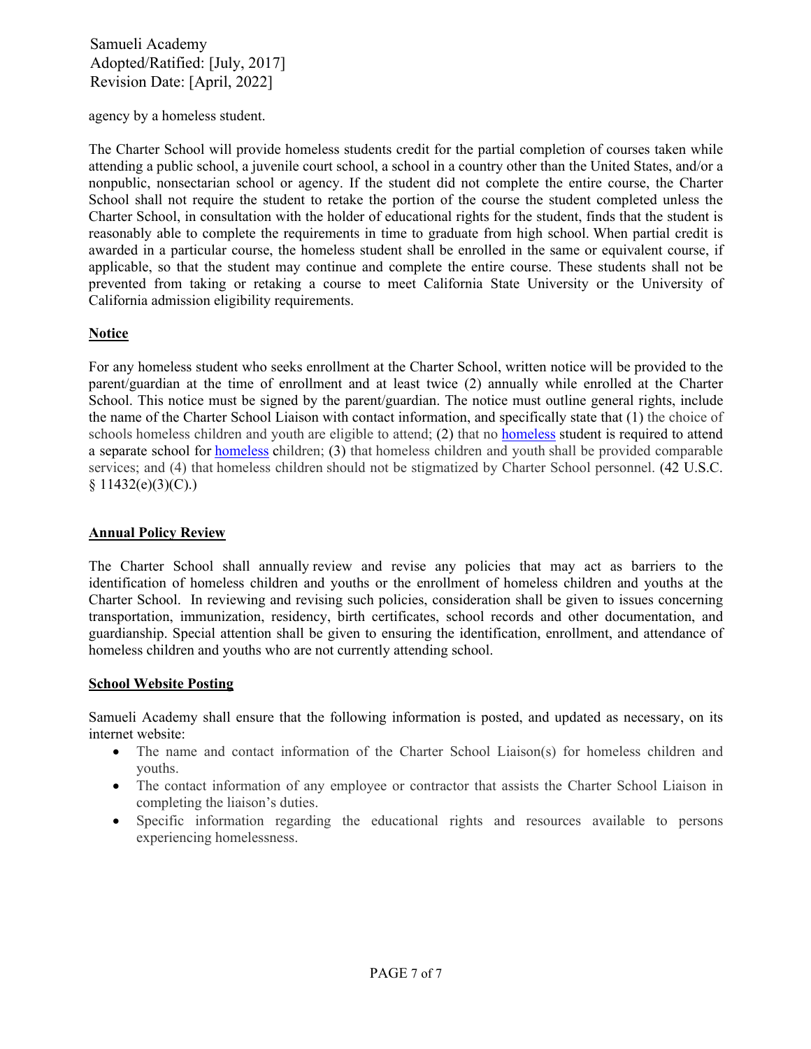agency by a homeless student.

The Charter School will provide homeless students credit for the partial completion of courses taken while attending a public school, a juvenile court school, a school in a country other than the United States, and/or a nonpublic, nonsectarian school or agency. If the student did not complete the entire course, the Charter School shall not require the student to retake the portion of the course the student completed unless the Charter School, in consultation with the holder of educational rights for the student, finds that the student is reasonably able to complete the requirements in time to graduate from high school. When partial credit is awarded in a particular course, the homeless student shall be enrolled in the same or equivalent course, if applicable, so that the student may continue and complete the entire course. These students shall not be prevented from taking or retaking a course to meet California State University or the University of California admission eligibility requirements.

**Notice**

For any homeless student who seeks enrollment at the Charter School, written notice will be provided to the parent/guardian at the time of enrollment and at least twice (2) annually while enrolled at the Charter School. This notice must be signed by the parent/guardian. The notice must outline general rights, include the name of the Charter School Liaison with contact information, and specifically state that (1) the choice of schools homeless children and youth are eligible to attend; (2) that no homeless student is required to attend a separate school for homeless children; (3) that homeless children and youth shall be provided comparable services; and (4) that homeless children should not be stigmatized by Charter School personnel. (42 U.S.C. § 11432(e)(3)(C).)

**Annual Policy Review**

The Charter School shall annually review and revise any policies that may act as barriers to the identification of homeless children and youths or the enrollment of homeless children and youths at the Charter School. In reviewing and revising such policies, consideration shall be given to issues concerning transportation, immunization, residency, birth certificates, school records and other documentation, and guardianship. Special attention shall be given to ensuring the identification, enrollment, and attendance of homeless children and youths who are not currently attending school.

**School Website Posting**

Samueli Academy shall ensure that the following information is posted, and updated as necessary, on its internet website:

- The name and contact information of the Charter School Liaison(s) for homeless children and youths.
- The contact information of any employee or contractor that assists the Charter School Liaison in completing the liaison's duties.
- Specific information regarding the educational rights and resources available to persons experiencing homelessness.